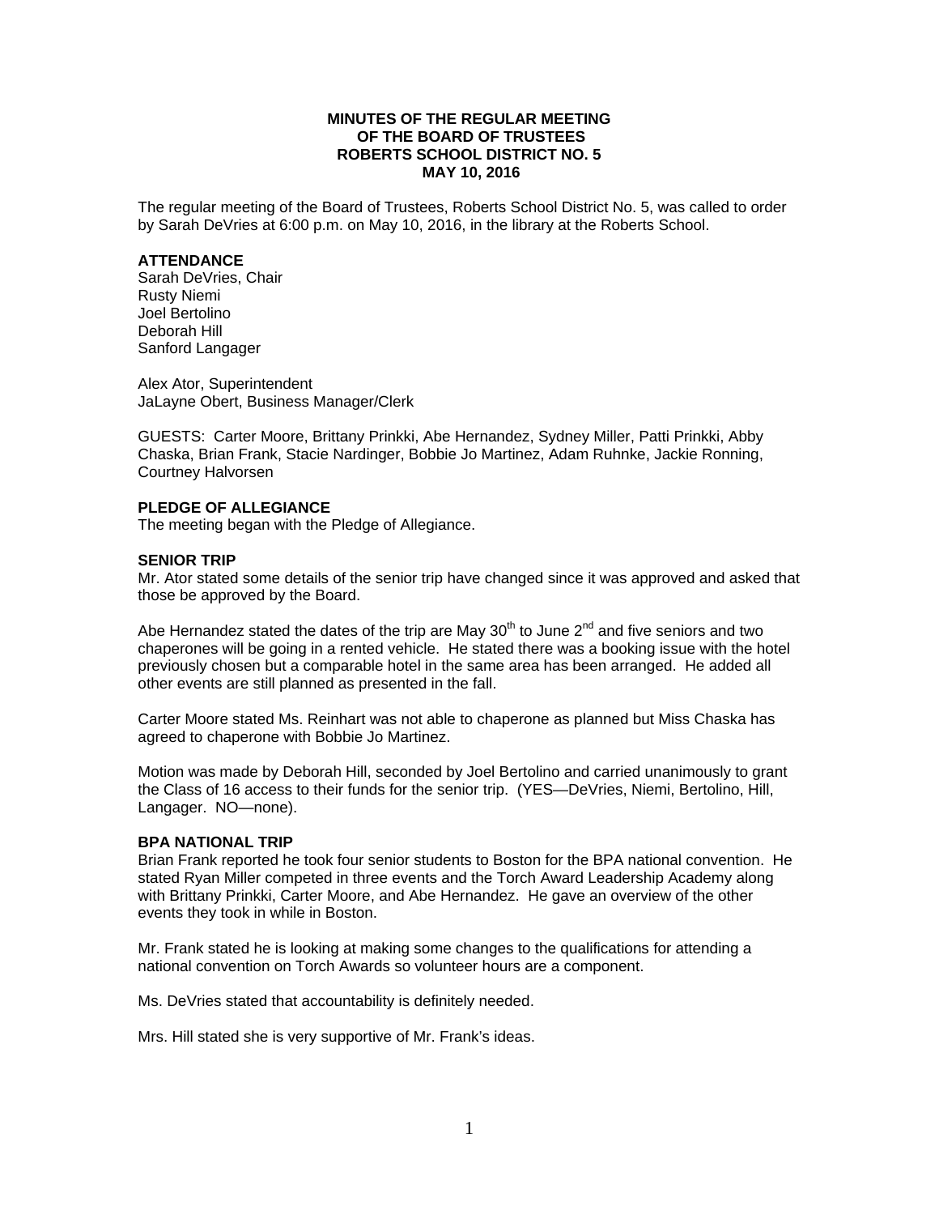# MINUTES OF THE REGULAR MEETING OF THE BOARD OF TRUSTEES ROBERTS SCHOOL DISTRICT NO. 5 MAY 10, 2016

The regular meeting of the Board of Trustees, Roberts School District No. 5, was called to order by Sarah DeVries at 6:00 p.m. on May 10, 2016, in the library at the Roberts School.

**ATTENDANCE**

Sarah DeVries, Chair
Rusty Niemi
Joel Bertolino
Deborah Hill
Sanford Langager

Alex Ator, Superintendent
JaLayne Obert, Business Manager/Clerk

GUESTS: Carter Moore, Brittany Prinkki, Abe Hernandez, Sydney Miller, Patti Prinkki, Abby Chaska, Brian Frank, Stacie Nardinger, Bobbie Jo Martinez, Adam Ruhnke, Jackie Ronning, Courtney Halvorsen

**PLEDGE OF ALLEGIANCE**

The meeting began with the Pledge of Allegiance.

**SENIOR TRIP**

Mr. Ator stated some details of the senior trip have changed since it was approved and asked that those be approved by the Board.

Abe Hernandez stated the dates of the trip are May 30th to June 2nd and five seniors and two chaperones will be going in a rented vehicle. He stated there was a booking issue with the hotel previously chosen but a comparable hotel in the same area has been arranged. He added all other events are still planned as presented in the fall.

Carter Moore stated Ms. Reinhart was not able to chaperone as planned but Miss Chaska has agreed to chaperone with Bobbie Jo Martinez.

Motion was made by Deborah Hill, seconded by Joel Bertolino and carried unanimously to grant the Class of 16 access to their funds for the senior trip. (YES—DeVries, Niemi, Bertolino, Hill, Langager. NO—none).

**BPA NATIONAL TRIP**

Brian Frank reported he took four senior students to Boston for the BPA national convention. He stated Ryan Miller competed in three events and the Torch Award Leadership Academy along with Brittany Prinkki, Carter Moore, and Abe Hernandez. He gave an overview of the other events they took in while in Boston.

Mr. Frank stated he is looking at making some changes to the qualifications for attending a national convention on Torch Awards so volunteer hours are a component.

Ms. DeVries stated that accountability is definitely needed.

Mrs. Hill stated she is very supportive of Mr. Frank's ideas.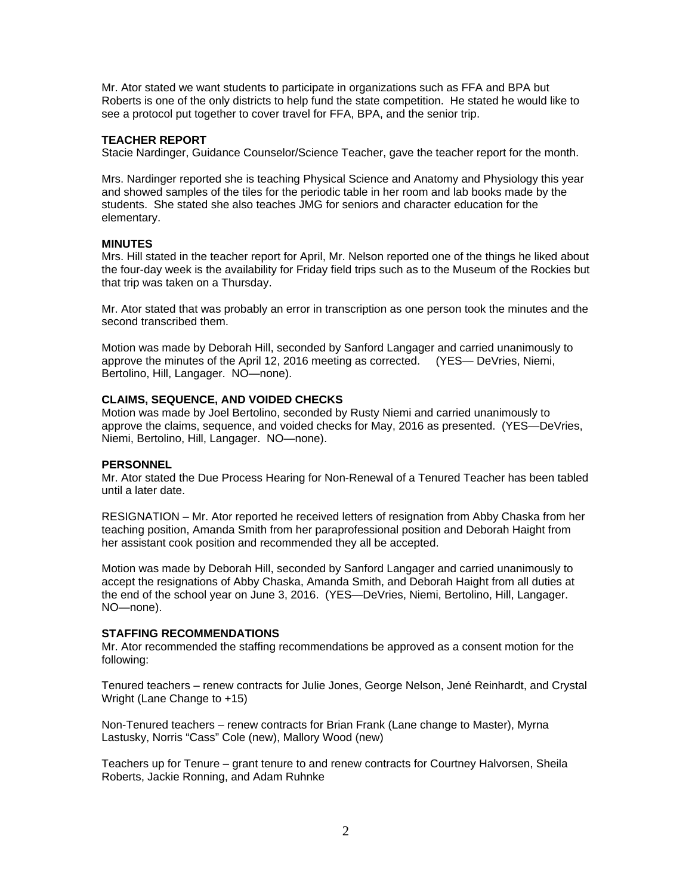Mr. Ator stated we want students to participate in organizations such as FFA and BPA but Roberts is one of the only districts to help fund the state competition. He stated he would like to see a protocol put together to cover travel for FFA, BPA, and the senior trip.

**TEACHER REPORT**
Stacie Nardinger, Guidance Counselor/Science Teacher, gave the teacher report for the month.

Mrs. Nardinger reported she is teaching Physical Science and Anatomy and Physiology this year and showed samples of the tiles for the periodic table in her room and lab books made by the students. She stated she also teaches JMG for seniors and character education for the elementary.

**MINUTES**
Mrs. Hill stated in the teacher report for April, Mr. Nelson reported one of the things he liked about the four-day week is the availability for Friday field trips such as to the Museum of the Rockies but that trip was taken on a Thursday.

Mr. Ator stated that was probably an error in transcription as one person took the minutes and the second transcribed them.

Motion was made by Deborah Hill, seconded by Sanford Langager and carried unanimously to approve the minutes of the April 12, 2016 meeting as corrected. (YES— DeVries, Niemi, Bertolino, Hill, Langager. NO—none).

**CLAIMS, SEQUENCE, AND VOIDED CHECKS**
Motion was made by Joel Bertolino, seconded by Rusty Niemi and carried unanimously to approve the claims, sequence, and voided checks for May, 2016 as presented. (YES—DeVries, Niemi, Bertolino, Hill, Langager. NO—none).

**PERSONNEL**
Mr. Ator stated the Due Process Hearing for Non-Renewal of a Tenured Teacher has been tabled until a later date.

RESIGNATION – Mr. Ator reported he received letters of resignation from Abby Chaska from her teaching position, Amanda Smith from her paraprofessional position and Deborah Haight from her assistant cook position and recommended they all be accepted.

Motion was made by Deborah Hill, seconded by Sanford Langager and carried unanimously to accept the resignations of Abby Chaska, Amanda Smith, and Deborah Haight from all duties at the end of the school year on June 3, 2016. (YES—DeVries, Niemi, Bertolino, Hill, Langager. NO—none).

**STAFFING RECOMMENDATIONS**
Mr. Ator recommended the staffing recommendations be approved as a consent motion for the following:

Tenured teachers – renew contracts for Julie Jones, George Nelson, Jené Reinhardt, and Crystal Wright (Lane Change to +15)

Non-Tenured teachers – renew contracts for Brian Frank (Lane change to Master), Myrna Lastusky, Norris "Cass" Cole (new), Mallory Wood (new)

Teachers up for Tenure – grant tenure to and renew contracts for Courtney Halvorsen, Sheila Roberts, Jackie Ronning, and Adam Ruhnke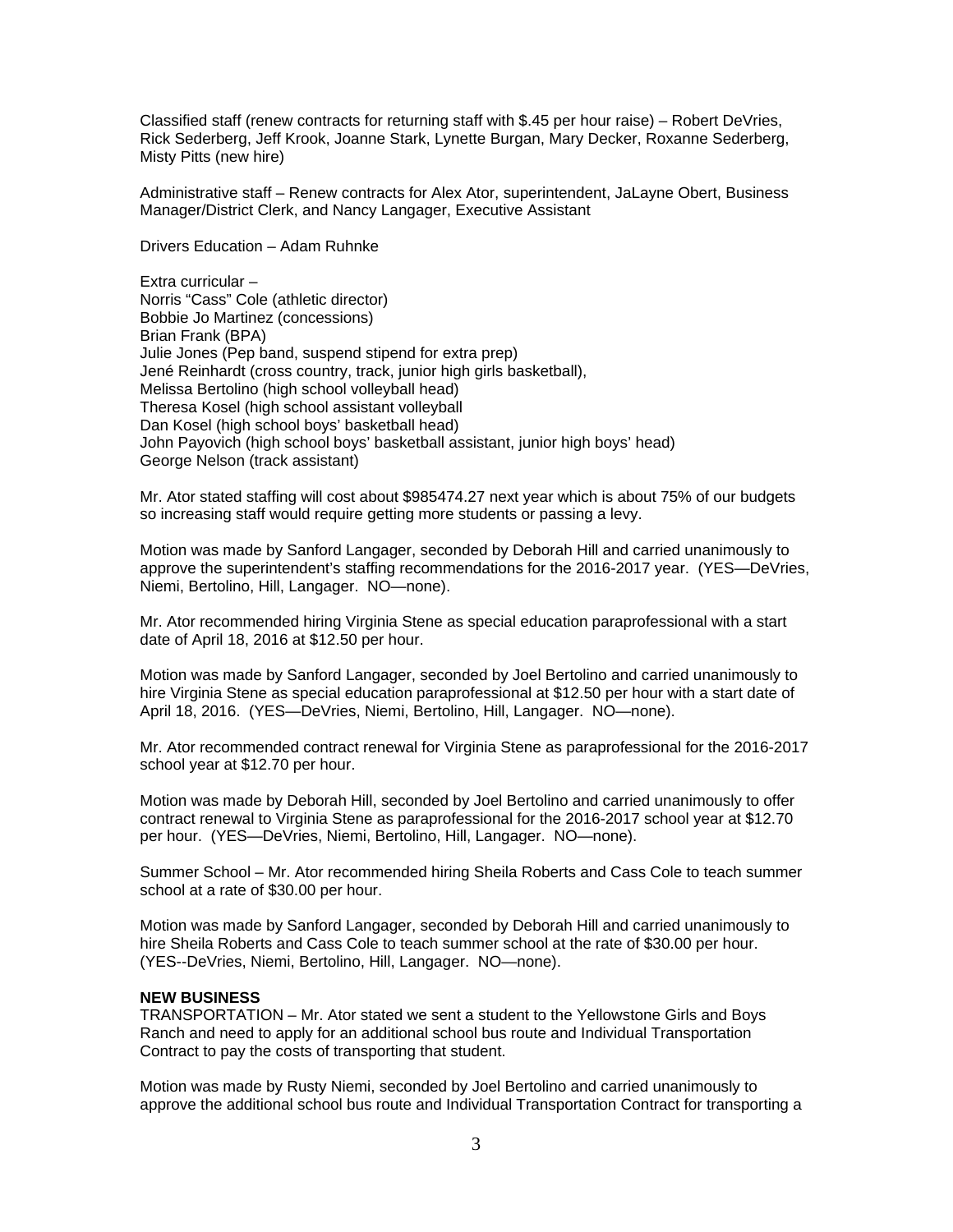Classified staff (renew contracts for returning staff with $.45 per hour raise) – Robert DeVries, Rick Sederberg, Jeff Krook, Joanne Stark, Lynette Burgan, Mary Decker, Roxanne Sederberg, Misty Pitts (new hire)

Administrative staff – Renew contracts for Alex Ator, superintendent, JaLayne Obert, Business Manager/District Clerk, and Nancy Langager, Executive Assistant

Drivers Education – Adam Ruhnke

Extra curricular –
Norris "Cass" Cole (athletic director)
Bobbie Jo Martinez (concessions)
Brian Frank (BPA)
Julie Jones (Pep band, suspend stipend for extra prep)
Jené Reinhardt (cross country, track, junior high girls basketball),
Melissa Bertolino (high school volleyball head)
Theresa Kosel (high school assistant volleyball
Dan Kosel (high school boys' basketball head)
John Payovich (high school boys' basketball assistant, junior high boys' head)
George Nelson (track assistant)

Mr. Ator stated staffing will cost about $985474.27 next year which is about 75% of our budgets so increasing staff would require getting more students or passing a levy.

Motion was made by Sanford Langager, seconded by Deborah Hill and carried unanimously to approve the superintendent's staffing recommendations for the 2016-2017 year. (YES—DeVries, Niemi, Bertolino, Hill, Langager. NO—none).

Mr. Ator recommended hiring Virginia Stene as special education paraprofessional with a start date of April 18, 2016 at $12.50 per hour.

Motion was made by Sanford Langager, seconded by Joel Bertolino and carried unanimously to hire Virginia Stene as special education paraprofessional at $12.50 per hour with a start date of April 18, 2016. (YES—DeVries, Niemi, Bertolino, Hill, Langager. NO—none).

Mr. Ator recommended contract renewal for Virginia Stene as paraprofessional for the 2016-2017 school year at $12.70 per hour.

Motion was made by Deborah Hill, seconded by Joel Bertolino and carried unanimously to offer contract renewal to Virginia Stene as paraprofessional for the 2016-2017 school year at $12.70 per hour. (YES—DeVries, Niemi, Bertolino, Hill, Langager. NO—none).

Summer School – Mr. Ator recommended hiring Sheila Roberts and Cass Cole to teach summer school at a rate of $30.00 per hour.

Motion was made by Sanford Langager, seconded by Deborah Hill and carried unanimously to hire Sheila Roberts and Cass Cole to teach summer school at the rate of $30.00 per hour. (YES--DeVries, Niemi, Bertolino, Hill, Langager. NO—none).

**NEW BUSINESS**
TRANSPORTATION – Mr. Ator stated we sent a student to the Yellowstone Girls and Boys Ranch and need to apply for an additional school bus route and Individual Transportation Contract to pay the costs of transporting that student.

Motion was made by Rusty Niemi, seconded by Joel Bertolino and carried unanimously to approve the additional school bus route and Individual Transportation Contract for transporting a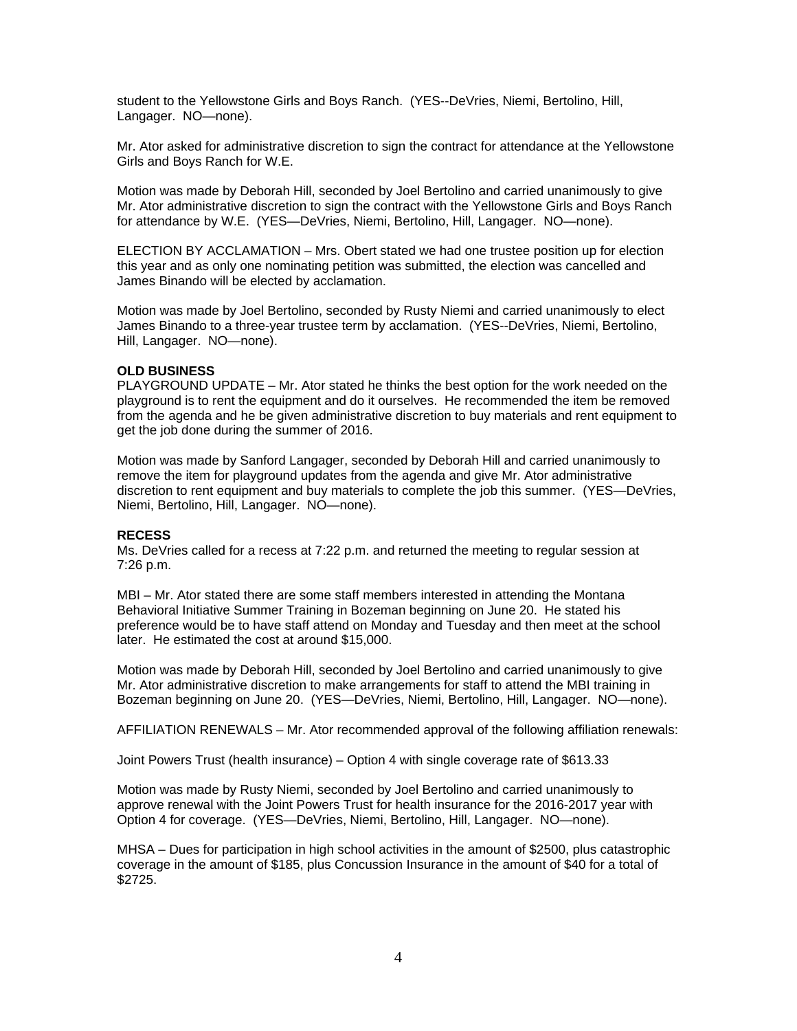student to the Yellowstone Girls and Boys Ranch. (YES--DeVries, Niemi, Bertolino, Hill, Langager. NO—none).

Mr. Ator asked for administrative discretion to sign the contract for attendance at the Yellowstone Girls and Boys Ranch for W.E.

Motion was made by Deborah Hill, seconded by Joel Bertolino and carried unanimously to give Mr. Ator administrative discretion to sign the contract with the Yellowstone Girls and Boys Ranch for attendance by W.E. (YES—DeVries, Niemi, Bertolino, Hill, Langager. NO—none).

ELECTION BY ACCLAMATION – Mrs. Obert stated we had one trustee position up for election this year and as only one nominating petition was submitted, the election was cancelled and James Binando will be elected by acclamation.

Motion was made by Joel Bertolino, seconded by Rusty Niemi and carried unanimously to elect James Binando to a three-year trustee term by acclamation. (YES--DeVries, Niemi, Bertolino, Hill, Langager. NO—none).

**OLD BUSINESS**

PLAYGROUND UPDATE – Mr. Ator stated he thinks the best option for the work needed on the playground is to rent the equipment and do it ourselves. He recommended the item be removed from the agenda and he be given administrative discretion to buy materials and rent equipment to get the job done during the summer of 2016.

Motion was made by Sanford Langager, seconded by Deborah Hill and carried unanimously to remove the item for playground updates from the agenda and give Mr. Ator administrative discretion to rent equipment and buy materials to complete the job this summer. (YES—DeVries, Niemi, Bertolino, Hill, Langager. NO—none).

**RECESS**

Ms. DeVries called for a recess at 7:22 p.m. and returned the meeting to regular session at 7:26 p.m.

MBI – Mr. Ator stated there are some staff members interested in attending the Montana Behavioral Initiative Summer Training in Bozeman beginning on June 20. He stated his preference would be to have staff attend on Monday and Tuesday and then meet at the school later. He estimated the cost at around $15,000.

Motion was made by Deborah Hill, seconded by Joel Bertolino and carried unanimously to give Mr. Ator administrative discretion to make arrangements for staff to attend the MBI training in Bozeman beginning on June 20. (YES—DeVries, Niemi, Bertolino, Hill, Langager. NO—none).

AFFILIATION RENEWALS – Mr. Ator recommended approval of the following affiliation renewals:

Joint Powers Trust (health insurance) – Option 4 with single coverage rate of $613.33

Motion was made by Rusty Niemi, seconded by Joel Bertolino and carried unanimously to approve renewal with the Joint Powers Trust for health insurance for the 2016-2017 year with Option 4 for coverage. (YES—DeVries, Niemi, Bertolino, Hill, Langager. NO—none).

MHSA – Dues for participation in high school activities in the amount of $2500, plus catastrophic coverage in the amount of $185, plus Concussion Insurance in the amount of $40 for a total of $2725.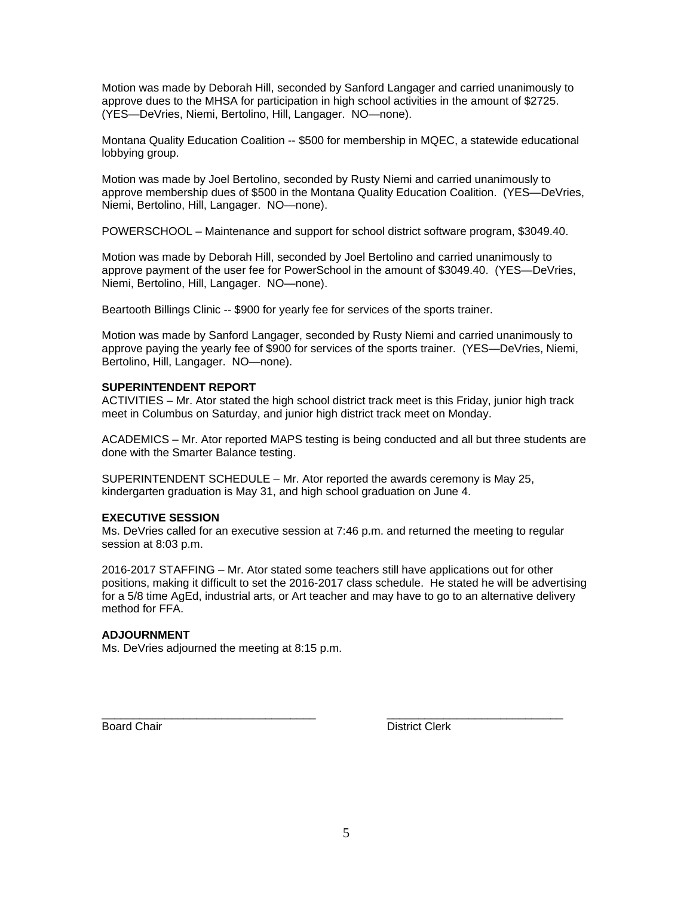Motion was made by Deborah Hill, seconded by Sanford Langager and carried unanimously to approve dues to the MHSA for participation in high school activities in the amount of $2725. (YES—DeVries, Niemi, Bertolino, Hill, Langager. NO—none).

Montana Quality Education Coalition -- $500 for membership in MQEC, a statewide educational lobbying group.

Motion was made by Joel Bertolino, seconded by Rusty Niemi and carried unanimously to approve membership dues of $500 in the Montana Quality Education Coalition. (YES—DeVries, Niemi, Bertolino, Hill, Langager. NO—none).

POWERSCHOOL – Maintenance and support for school district software program, $3049.40.

Motion was made by Deborah Hill, seconded by Joel Bertolino and carried unanimously to approve payment of the user fee for PowerSchool in the amount of $3049.40. (YES—DeVries, Niemi, Bertolino, Hill, Langager. NO—none).

Beartooth Billings Clinic -- $900 for yearly fee for services of the sports trainer.

Motion was made by Sanford Langager, seconded by Rusty Niemi and carried unanimously to approve paying the yearly fee of $900 for services of the sports trainer. (YES—DeVries, Niemi, Bertolino, Hill, Langager. NO—none).

**SUPERINTENDENT REPORT**

ACTIVITIES – Mr. Ator stated the high school district track meet is this Friday, junior high track meet in Columbus on Saturday, and junior high district track meet on Monday.

ACADEMICS – Mr. Ator reported MAPS testing is being conducted and all but three students are done with the Smarter Balance testing.

SUPERINTENDENT SCHEDULE – Mr. Ator reported the awards ceremony is May 25, kindergarten graduation is May 31, and high school graduation on June 4.

**EXECUTIVE SESSION**

Ms. DeVries called for an executive session at 7:46 p.m. and returned the meeting to regular session at 8:03 p.m.

2016-2017 STAFFING – Mr. Ator stated some teachers still have applications out for other positions, making it difficult to set the 2016-2017 class schedule. He stated he will be advertising for a 5/8 time AgEd, industrial arts, or Art teacher and may have to go to an alternative delivery method for FFA.

**ADJOURNMENT**

Ms. DeVries adjourned the meeting at 8:15 p.m.

\_\_\_\_\_\_\_\_\_\_\_\_\_\_\_\_\_\_\_\_\_\_\_\_\_\_\_\_\_\_\_\_\_\_ &nbsp;&nbsp;&nbsp;&nbsp; \_\_\_\_\_\_\_\_\_\_\_\_\_\_\_\_\_\_\_\_\_\_\_\_\_\_\_\_\_\_

Board Chair &nbsp;&nbsp;&nbsp;&nbsp; District Clerk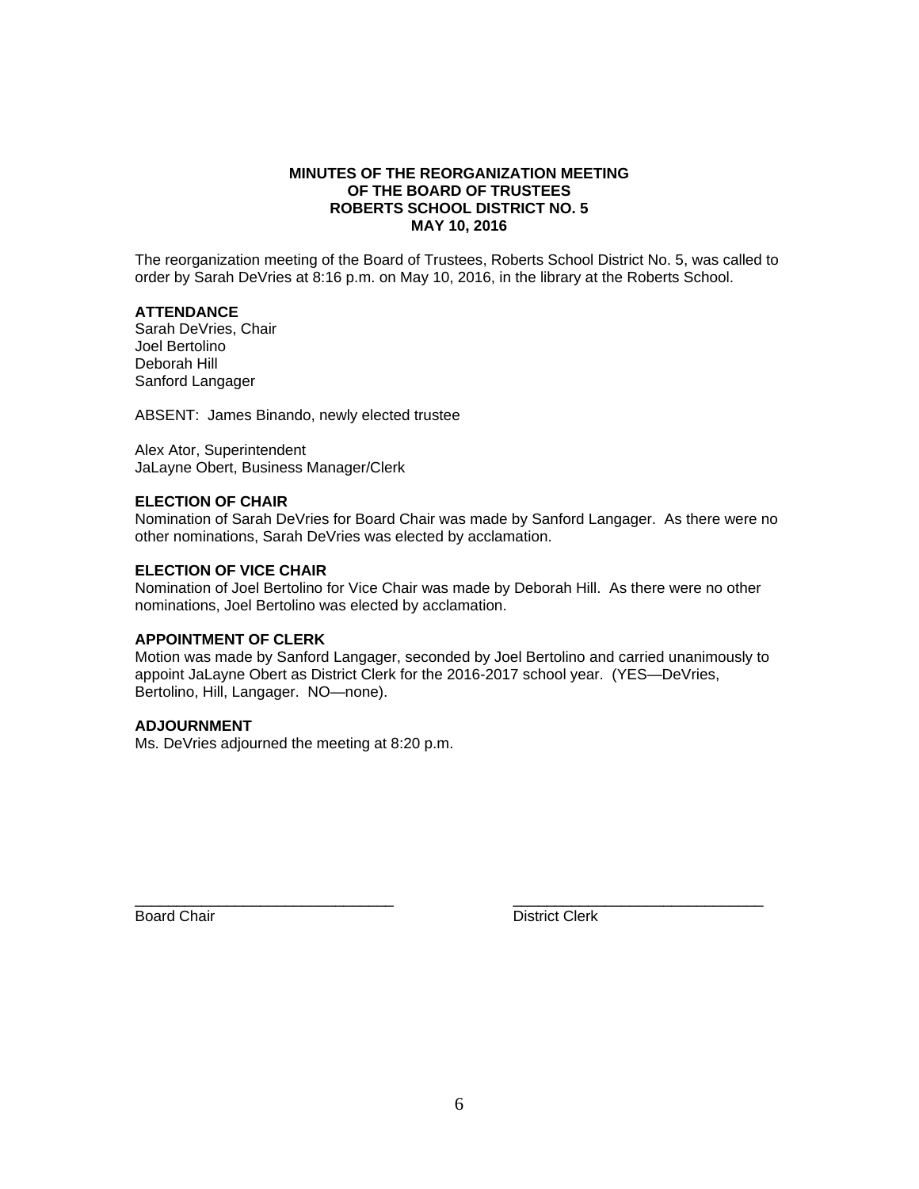**MINUTES OF THE REORGANIZATION MEETING
OF THE BOARD OF TRUSTEES
ROBERTS SCHOOL DISTRICT NO. 5
MAY 10, 2016**

The reorganization meeting of the Board of Trustees, Roberts School District No. 5, was called to order by Sarah DeVries at 8:16 p.m. on May 10, 2016, in the library at the Roberts School.

**ATTENDANCE**
Sarah DeVries, Chair
Joel Bertolino
Deborah Hill
Sanford Langager

ABSENT: James Binando, newly elected trustee

Alex Ator, Superintendent
JaLayne Obert, Business Manager/Clerk

**ELECTION OF CHAIR**
Nomination of Sarah DeVries for Board Chair was made by Sanford Langager. As there were no other nominations, Sarah DeVries was elected by acclamation.

**ELECTION OF VICE CHAIR**
Nomination of Joel Bertolino for Vice Chair was made by Deborah Hill. As there were no other nominations, Joel Bertolino was elected by acclamation.

**APPOINTMENT OF CLERK**
Motion was made by Sanford Langager, seconded by Joel Bertolino and carried unanimously to appoint JaLayne Obert as District Clerk for the 2016-2017 school year. (YES—DeVries, Bertolino, Hill, Langager. NO—none).

**ADJOURNMENT**
Ms. DeVries adjourned the meeting at 8:20 p.m.

_______________________________ _______________________________
Board Chair District Clerk